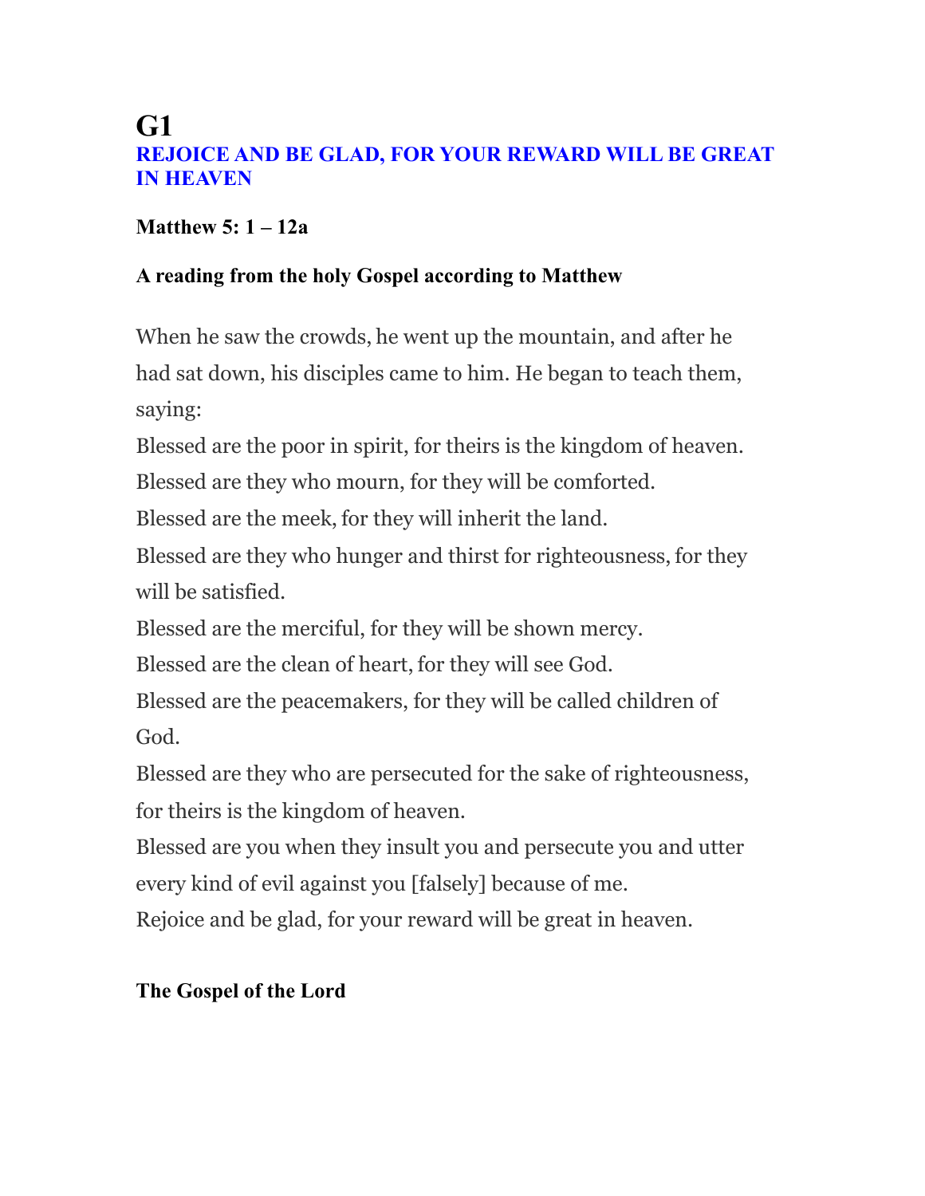# G1

## REJOICE AND BE GLAD, FOR YOUR REWARD WILL BE GREAT IN HEAVEN

**Matthew 5: 1 – 12a**

**A reading from the holy Gospel according to Matthew**

When he saw the crowds, he went up the mountain, and after he had sat down, his disciples came to him. He began to teach them, saying:
Blessed are the poor in spirit, for theirs is the kingdom of heaven.
Blessed are they who mourn, for they will be comforted.
Blessed are the meek, for they will inherit the land.
Blessed are they who hunger and thirst for righteousness, for they will be satisfied.
Blessed are the merciful, for they will be shown mercy.
Blessed are the clean of heart, for they will see God.
Blessed are the peacemakers, for they will be called children of God.
Blessed are they who are persecuted for the sake of righteousness, for theirs is the kingdom of heaven.
Blessed are you when they insult you and persecute you and utter every kind of evil against you [falsely] because of me.
Rejoice and be glad, for your reward will be great in heaven.

**The Gospel of the Lord**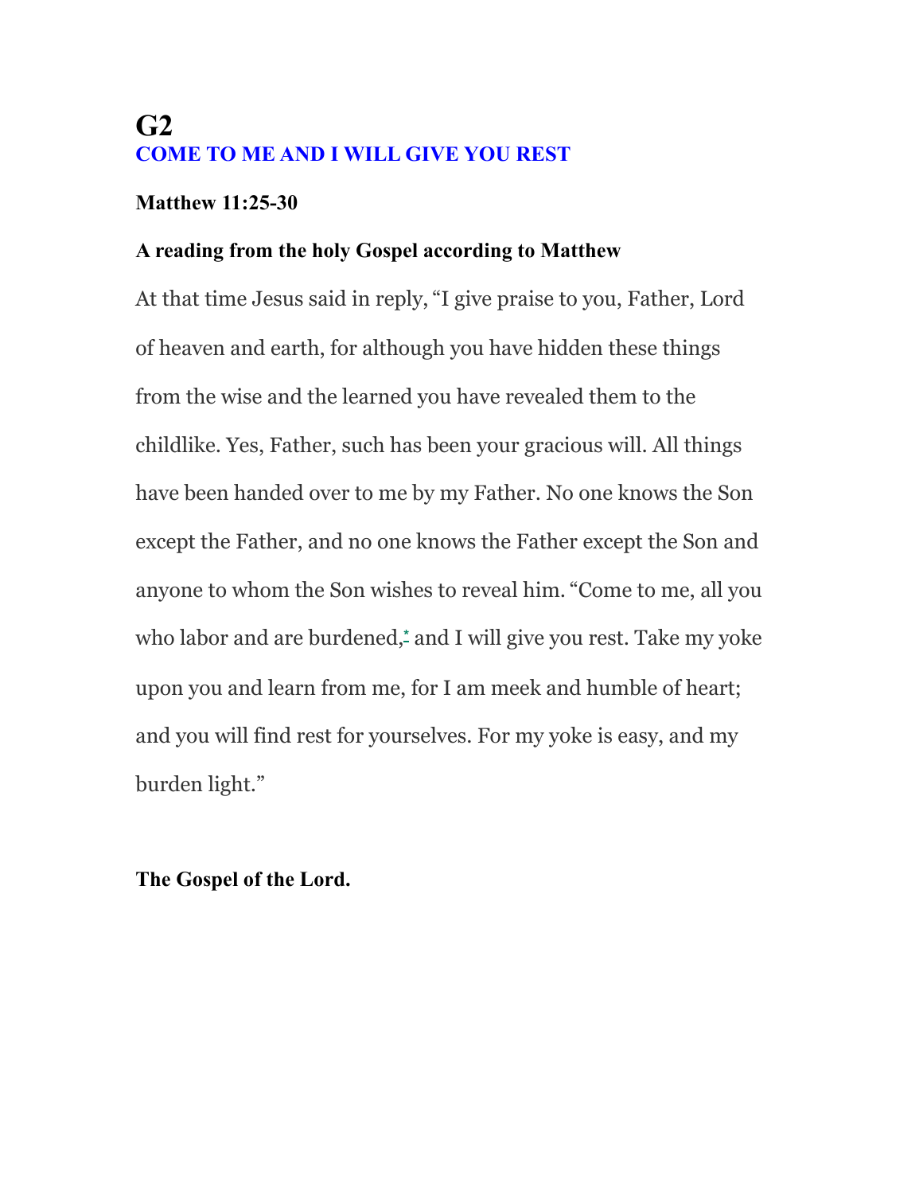# G2

## COME TO ME AND I WILL GIVE YOU REST

**Matthew 11:25-30**

**A reading from the holy Gospel according to Matthew**

At that time Jesus said in reply, “I give praise to you, Father, Lord of heaven and earth, for although you have hidden these things from the wise and the learned you have revealed them to the childlike. Yes, Father, such has been your gracious will. All things have been handed over to me by my Father. No one knows the Son except the Father, and no one knows the Father except the Son and anyone to whom the Son wishes to reveal him. “Come to me, all you who labor and are burdened,* and I will give you rest. Take my yoke upon you and learn from me, for I am meek and humble of heart; and you will find rest for yourselves. For my yoke is easy, and my burden light.”

**The Gospel of the Lord.**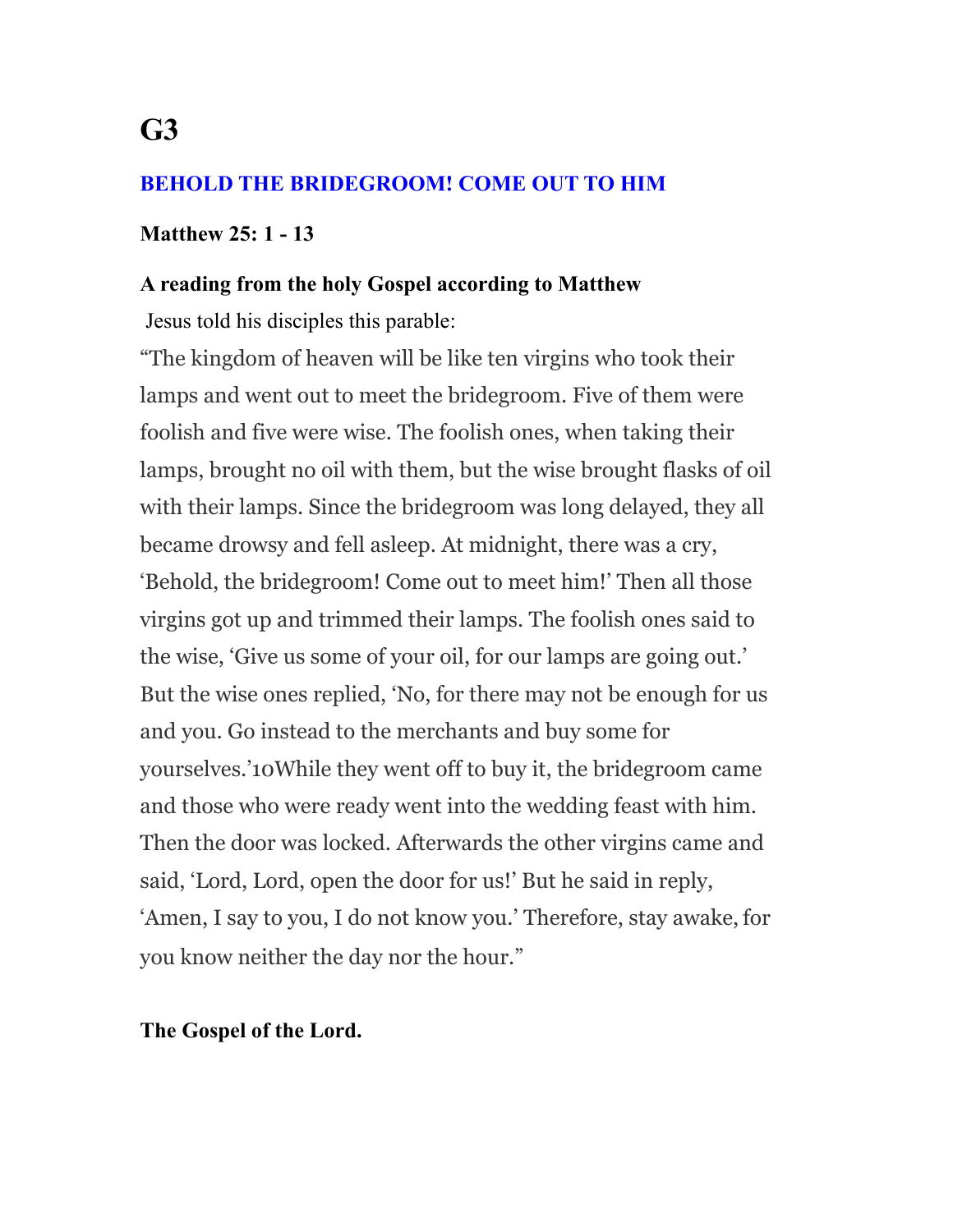# G3

## BEHOLD THE BRIDEGROOM! COME OUT TO HIM

**Matthew 25: 1 - 13**

**A reading from the holy Gospel according to Matthew**

Jesus told his disciples this parable:

"The kingdom of heaven will be like ten virgins who took their lamps and went out to meet the bridegroom. Five of them were foolish and five were wise. The foolish ones, when taking their lamps, brought no oil with them, but the wise brought flasks of oil with their lamps. Since the bridegroom was long delayed, they all became drowsy and fell asleep. At midnight, there was a cry, 'Behold, the bridegroom! Come out to meet him!' Then all those virgins got up and trimmed their lamps. The foolish ones said to the wise, 'Give us some of your oil, for our lamps are going out.' But the wise ones replied, 'No, for there may not be enough for us and you. Go instead to the merchants and buy some for yourselves.'10While they went off to buy it, the bridegroom came and those who were ready went into the wedding feast with him. Then the door was locked. Afterwards the other virgins came and said, 'Lord, Lord, open the door for us!' But he said in reply, 'Amen, I say to you, I do not know you.' Therefore, stay awake, for you know neither the day nor the hour."

**The Gospel of the Lord.**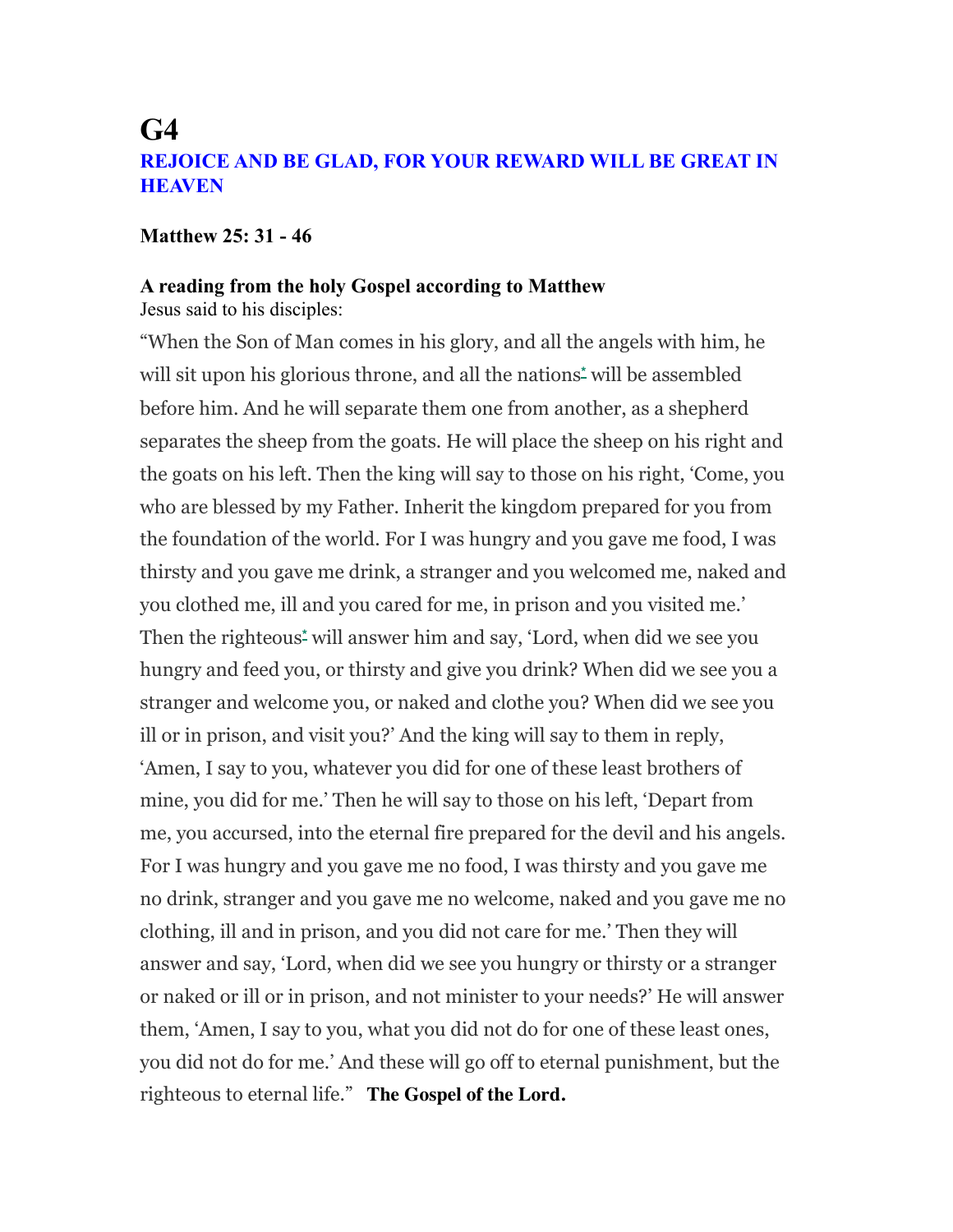# G4

## REJOICE AND BE GLAD, FOR YOUR REWARD WILL BE GREAT IN HEAVEN

**Matthew 25: 31 - 46**

**A reading from the holy Gospel according to Matthew**
Jesus said to his disciples:

"When the Son of Man comes in his glory, and all the angels with him, he will sit upon his glorious throne, and all the nations* will be assembled before him. And he will separate them one from another, as a shepherd separates the sheep from the goats. He will place the sheep on his right and the goats on his left. Then the king will say to those on his right, 'Come, you who are blessed by my Father. Inherit the kingdom prepared for you from the foundation of the world. For I was hungry and you gave me food, I was thirsty and you gave me drink, a stranger and you welcomed me, naked and you clothed me, ill and you cared for me, in prison and you visited me.' Then the righteous* will answer him and say, 'Lord, when did we see you hungry and feed you, or thirsty and give you drink? When did we see you a stranger and welcome you, or naked and clothe you? When did we see you ill or in prison, and visit you?' And the king will say to them in reply, 'Amen, I say to you, whatever you did for one of these least brothers of mine, you did for me.' Then he will say to those on his left, 'Depart from me, you accursed, into the eternal fire prepared for the devil and his angels. For I was hungry and you gave me no food, I was thirsty and you gave me no drink, stranger and you gave me no welcome, naked and you gave me no clothing, ill and in prison, and you did not care for me.' Then they will answer and say, 'Lord, when did we see you hungry or thirsty or a stranger or naked or ill or in prison, and not minister to your needs?' He will answer them, 'Amen, I say to you, what you did not do for one of these least ones, you did not do for me.' And these will go off to eternal punishment, but the righteous to eternal life." **The Gospel of the Lord.**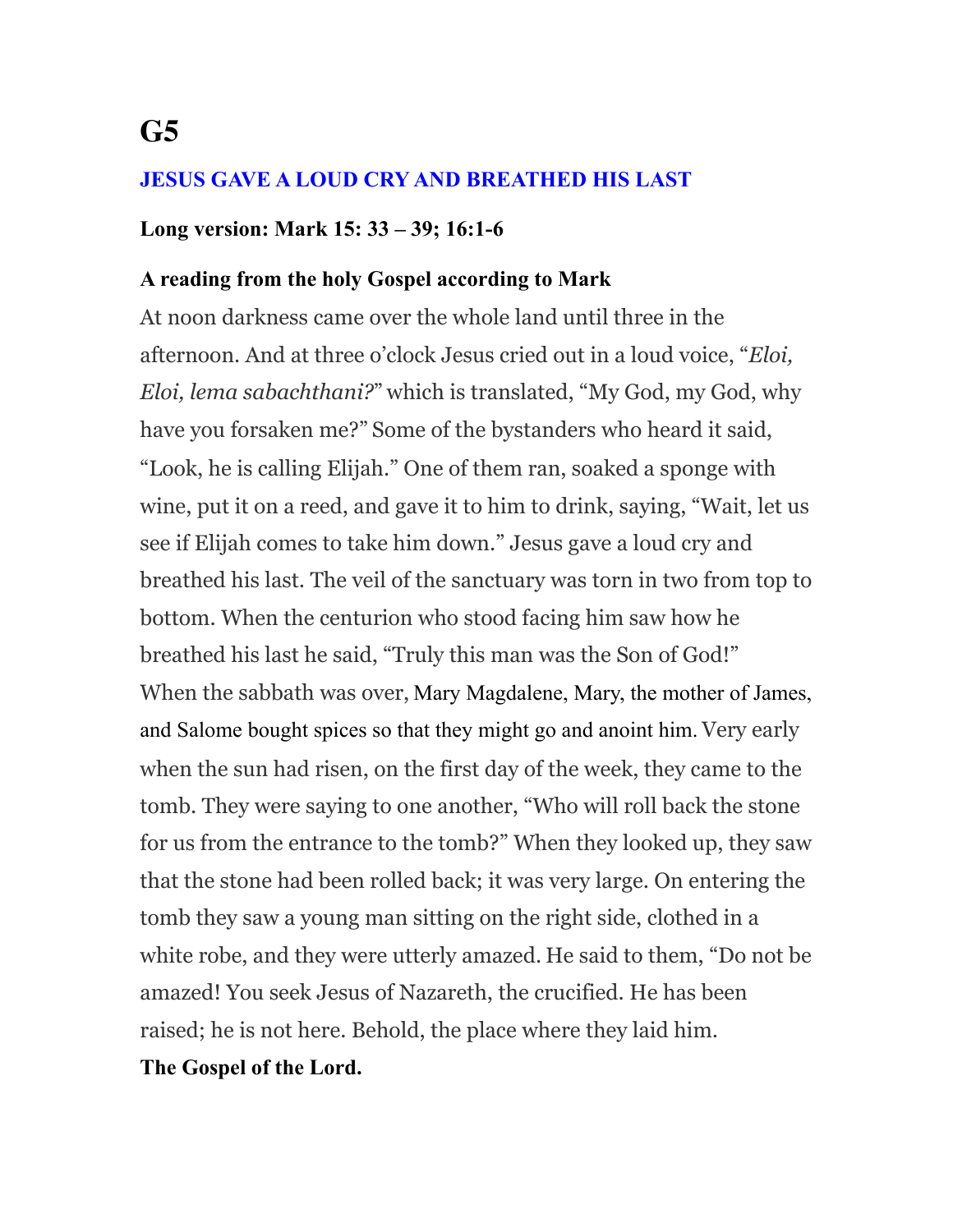# G5

## JESUS GAVE A LOUD CRY AND BREATHED HIS LAST

**Long version: Mark 15: 33 – 39; 16:1-6**

**A reading from the holy Gospel according to Mark**

At noon darkness came over the whole land until three in the afternoon. And at three o'clock Jesus cried out in a loud voice, "*Eloi, Eloi, lema sabachthani?*" which is translated, "My God, my God, why have you forsaken me?" Some of the bystanders who heard it said, "Look, he is calling Elijah." One of them ran, soaked a sponge with wine, put it on a reed, and gave it to him to drink, saying, "Wait, let us see if Elijah comes to take him down." Jesus gave a loud cry and breathed his last. The veil of the sanctuary was torn in two from top to bottom. When the centurion who stood facing him saw how he breathed his last he said, "Truly this man was the Son of God!" When the sabbath was over, Mary Magdalene, Mary, the mother of James, and Salome bought spices so that they might go and anoint him. Very early when the sun had risen, on the first day of the week, they came to the tomb. They were saying to one another, "Who will roll back the stone for us from the entrance to the tomb?" When they looked up, they saw that the stone had been rolled back; it was very large. On entering the tomb they saw a young man sitting on the right side, clothed in a white robe, and they were utterly amazed. He said to them, "Do not be amazed! You seek Jesus of Nazareth, the crucified. He has been raised; he is not here. Behold, the place where they laid him.

**The Gospel of the Lord.**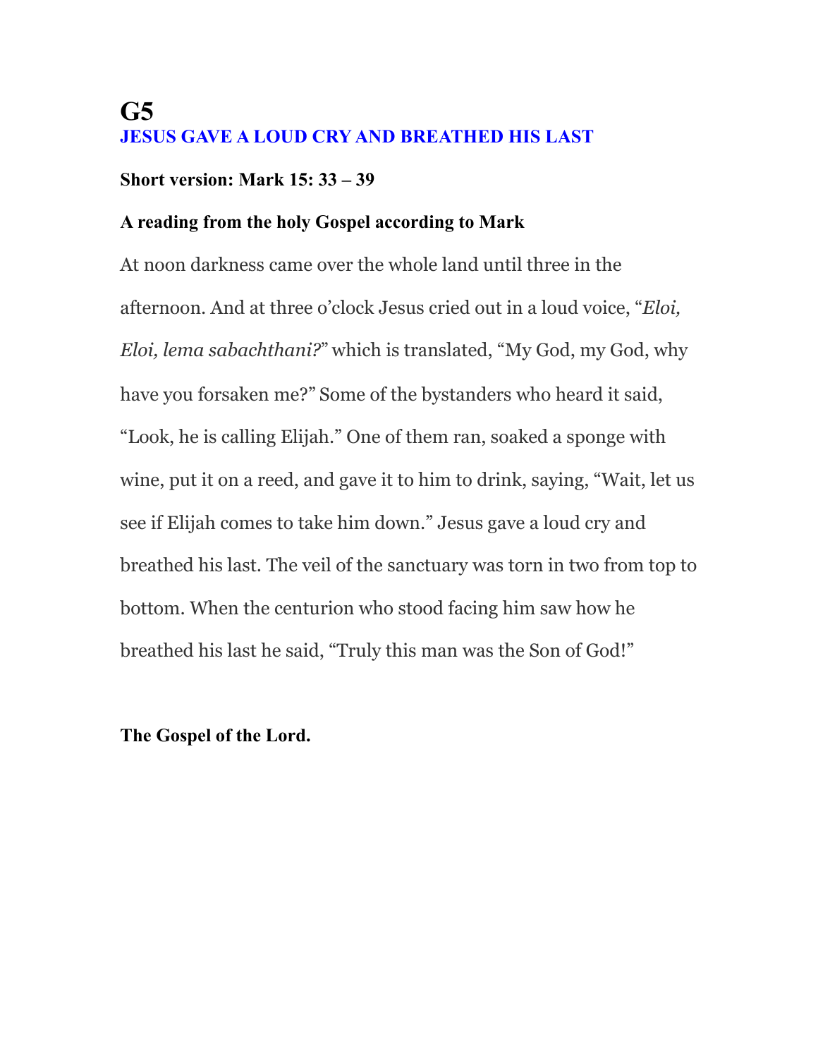# G5

## JESUS GAVE A LOUD CRY AND BREATHED HIS LAST

**Short version: Mark 15: 33 – 39**

**A reading from the holy Gospel according to Mark**

At noon darkness came over the whole land until three in the afternoon. And at three o'clock Jesus cried out in a loud voice, "*Eloi, Eloi, lema sabachthani?*" which is translated, "My God, my God, why have you forsaken me?" Some of the bystanders who heard it said, "Look, he is calling Elijah." One of them ran, soaked a sponge with wine, put it on a reed, and gave it to him to drink, saying, "Wait, let us see if Elijah comes to take him down." Jesus gave a loud cry and breathed his last. The veil of the sanctuary was torn in two from top to bottom. When the centurion who stood facing him saw how he breathed his last he said, "Truly this man was the Son of God!"

**The Gospel of the Lord.**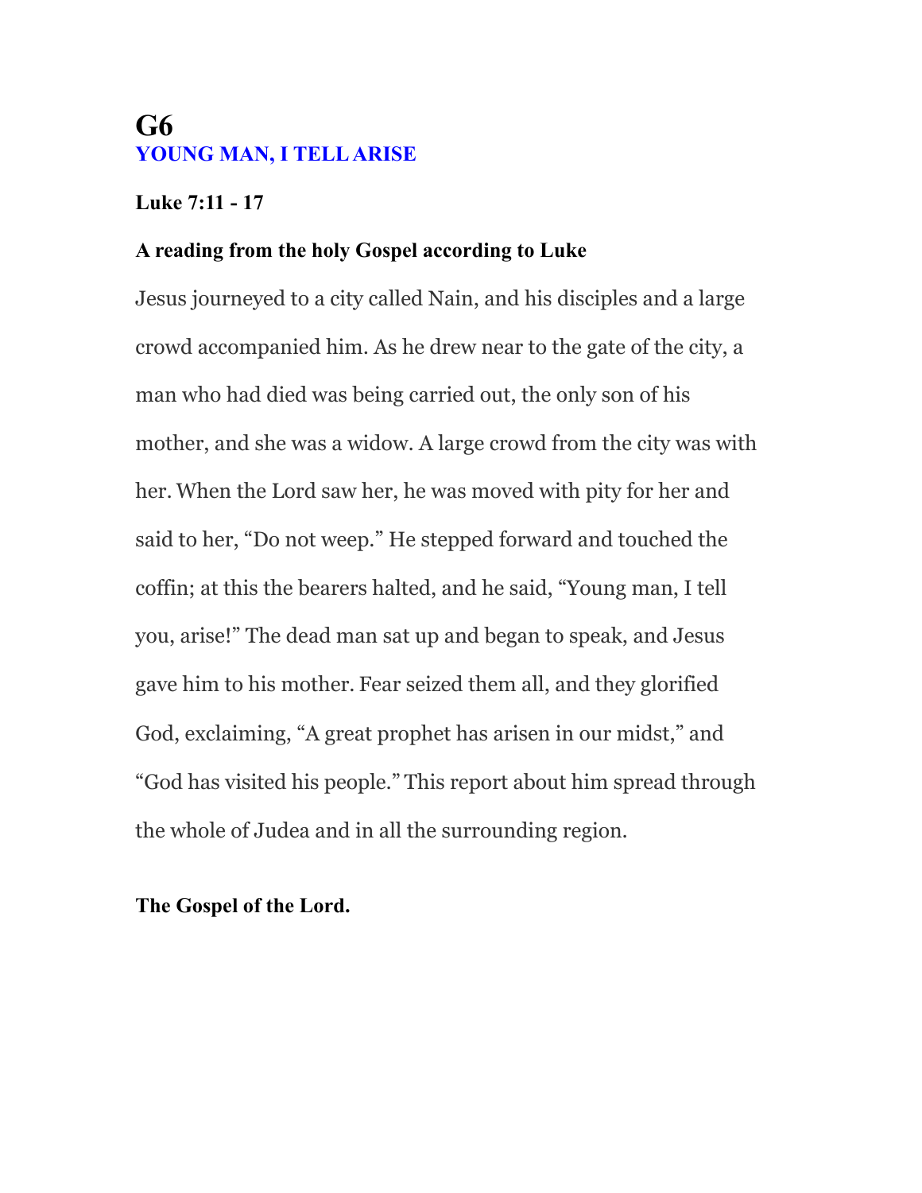# G6
## YOUNG MAN, I TELL ARISE

**Luke 7:11 - 17**

**A reading from the holy Gospel according to Luke**

Jesus journeyed to a city called Nain, and his disciples and a large crowd accompanied him. As he drew near to the gate of the city, a man who had died was being carried out, the only son of his mother, and she was a widow. A large crowd from the city was with her. When the Lord saw her, he was moved with pity for her and said to her, "Do not weep." He stepped forward and touched the coffin; at this the bearers halted, and he said, "Young man, I tell you, arise!" The dead man sat up and began to speak, and Jesus gave him to his mother. Fear seized them all, and they glorified God, exclaiming, "A great prophet has arisen in our midst," and "God has visited his people." This report about him spread through the whole of Judea and in all the surrounding region.

**The Gospel of the Lord.**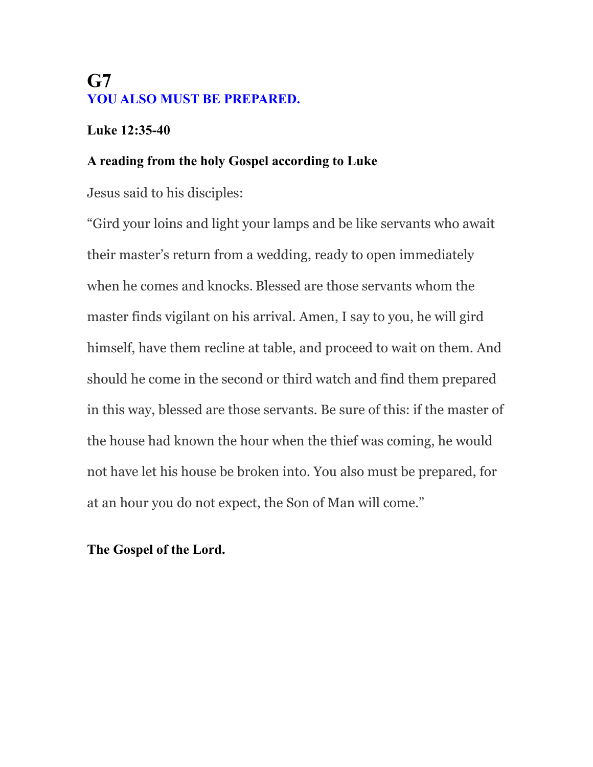# G7

## YOU ALSO MUST BE PREPARED.

**Luke 12:35-40**

**A reading from the holy Gospel according to Luke**

Jesus said to his disciples:

“Gird your loins and light your lamps and be like servants who await their master’s return from a wedding, ready to open immediately when he comes and knocks. Blessed are those servants whom the master finds vigilant on his arrival. Amen, I say to you, he will gird himself, have them recline at table, and proceed to wait on them. And should he come in the second or third watch and find them prepared in this way, blessed are those servants. Be sure of this: if the master of the house had known the hour when the thief was coming, he would not have let his house be broken into. You also must be prepared, for at an hour you do not expect, the Son of Man will come.”

**The Gospel of the Lord.**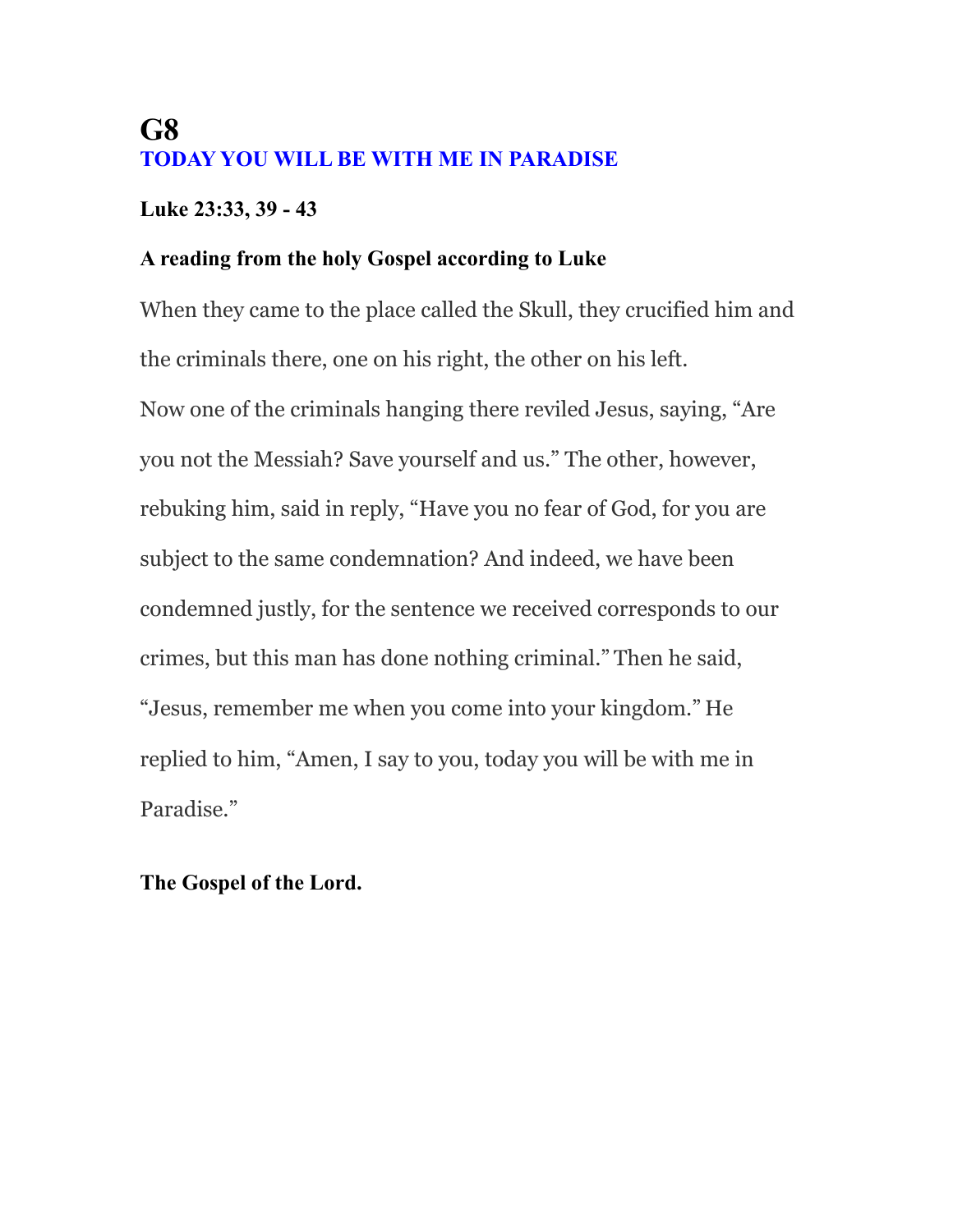# G8

## TODAY YOU WILL BE WITH ME IN PARADISE

**Luke 23:33, 39 - 43**

**A reading from the holy Gospel according to Luke**

When they came to the place called the Skull, they crucified him and the criminals there, one on his right, the other on his left.
Now one of the criminals hanging there reviled Jesus, saying, "Are you not the Messiah? Save yourself and us." The other, however, rebuking him, said in reply, "Have you no fear of God, for you are subject to the same condemnation? And indeed, we have been condemned justly, for the sentence we received corresponds to our crimes, but this man has done nothing criminal." Then he said, "Jesus, remember me when you come into your kingdom." He replied to him, "Amen, I say to you, today you will be with me in Paradise."

**The Gospel of the Lord.**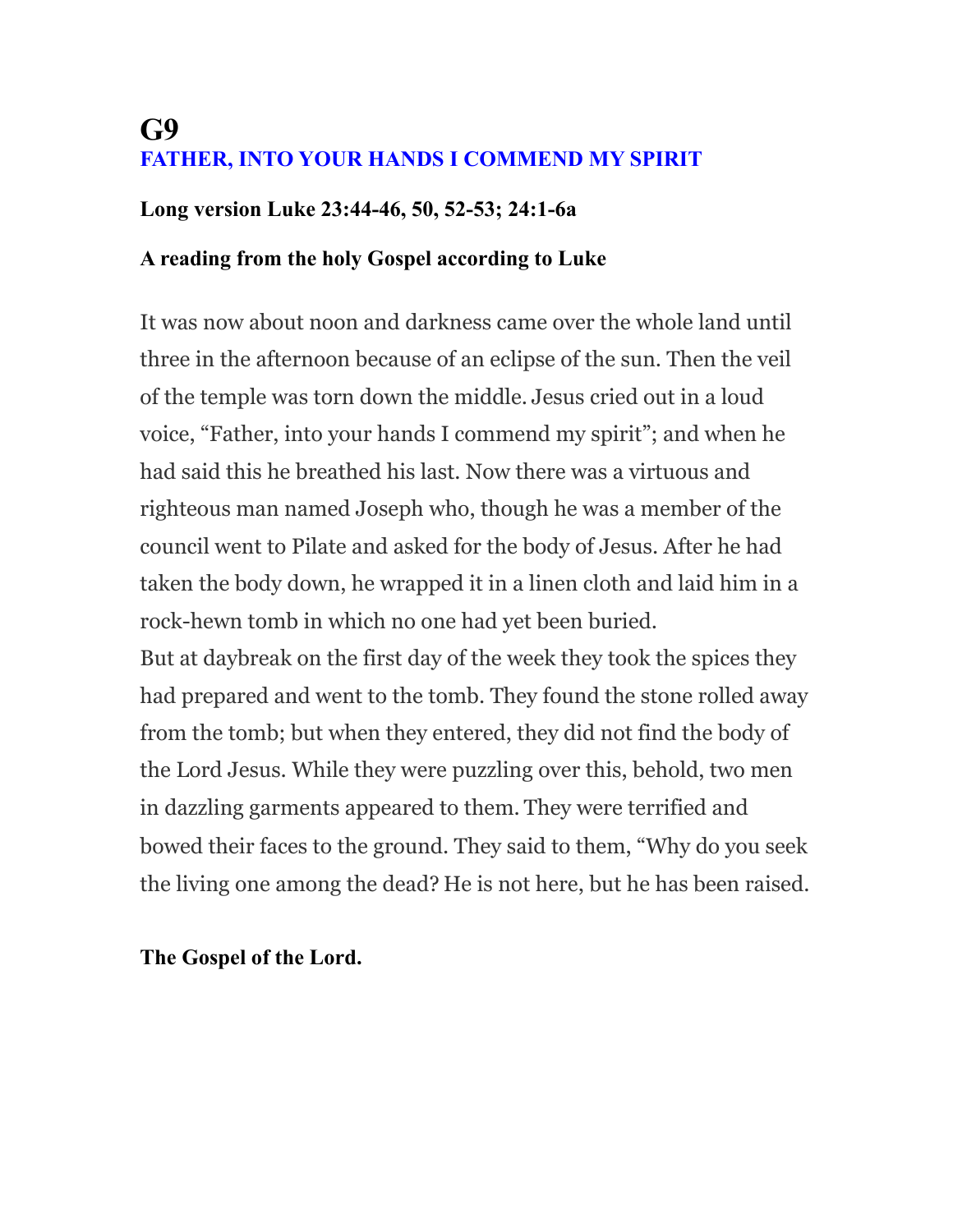# G9

## FATHER, INTO YOUR HANDS I COMMEND MY SPIRIT

**Long version Luke 23:44-46, 50, 52-53; 24:1-6a**

**A reading from the holy Gospel according to Luke**

It was now about noon and darkness came over the whole land until three in the afternoon because of an eclipse of the sun. Then the veil of the temple was torn down the middle. Jesus cried out in a loud voice, “Father, into your hands I commend my spirit”; and when he had said this he breathed his last. Now there was a virtuous and righteous man named Joseph who, though he was a member of the council went to Pilate and asked for the body of Jesus. After he had taken the body down, he wrapped it in a linen cloth and laid him in a rock-hewn tomb in which no one had yet been buried.
But at daybreak on the first day of the week they took the spices they had prepared and went to the tomb. They found the stone rolled away from the tomb; but when they entered, they did not find the body of the Lord Jesus. While they were puzzling over this, behold, two men in dazzling garments appeared to them. They were terrified and bowed their faces to the ground. They said to them, “Why do you seek the living one among the dead? He is not here, but he has been raised.

**The Gospel of the Lord.**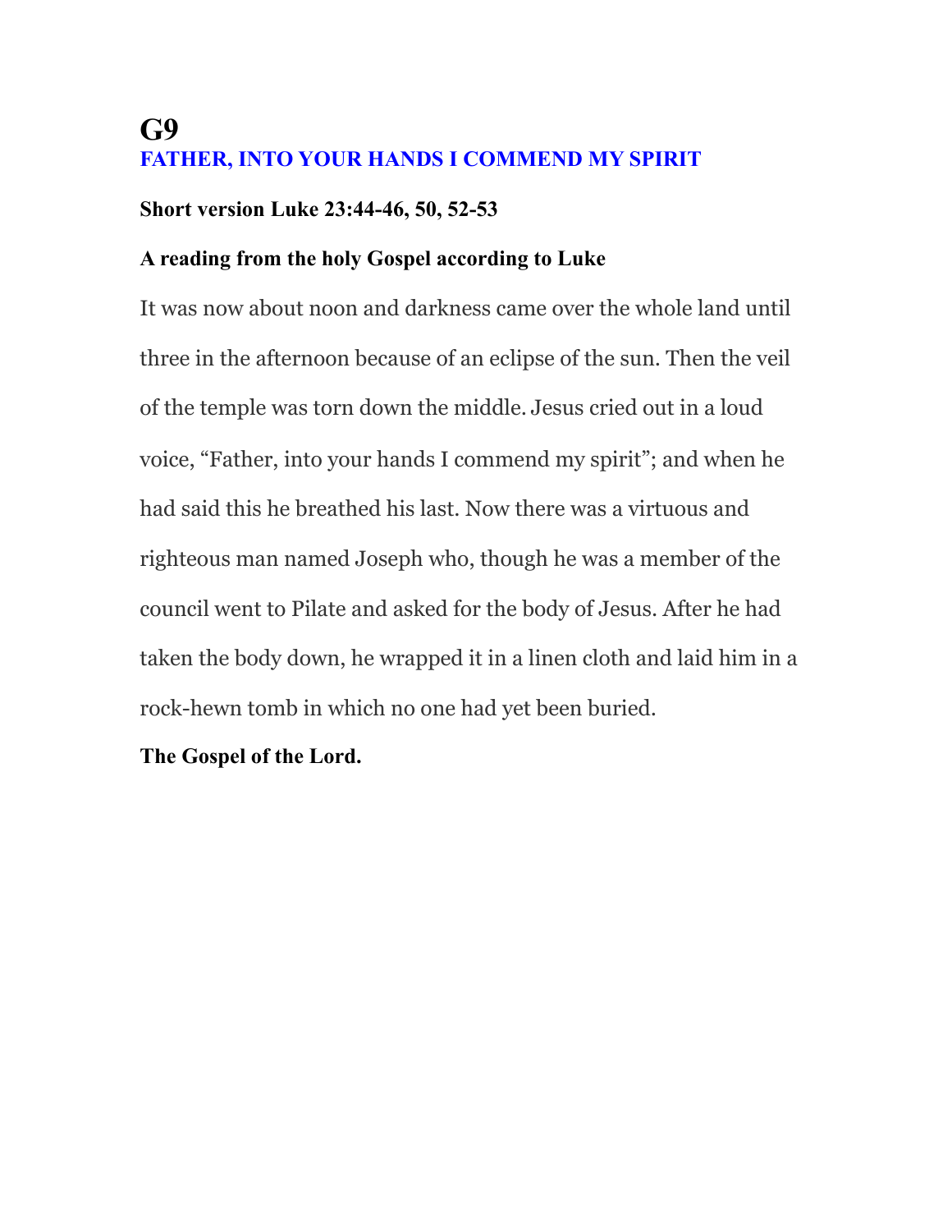# G9

## FATHER, INTO YOUR HANDS I COMMEND MY SPIRIT

**Short version Luke 23:44-46, 50, 52-53**

**A reading from the holy Gospel according to Luke**

It was now about noon and darkness came over the whole land until three in the afternoon because of an eclipse of the sun. Then the veil of the temple was torn down the middle. Jesus cried out in a loud voice, “Father, into your hands I commend my spirit”; and when he had said this he breathed his last. Now there was a virtuous and righteous man named Joseph who, though he was a member of the council went to Pilate and asked for the body of Jesus. After he had taken the body down, he wrapped it in a linen cloth and laid him in a rock-hewn tomb in which no one had yet been buried.

**The Gospel of the Lord.**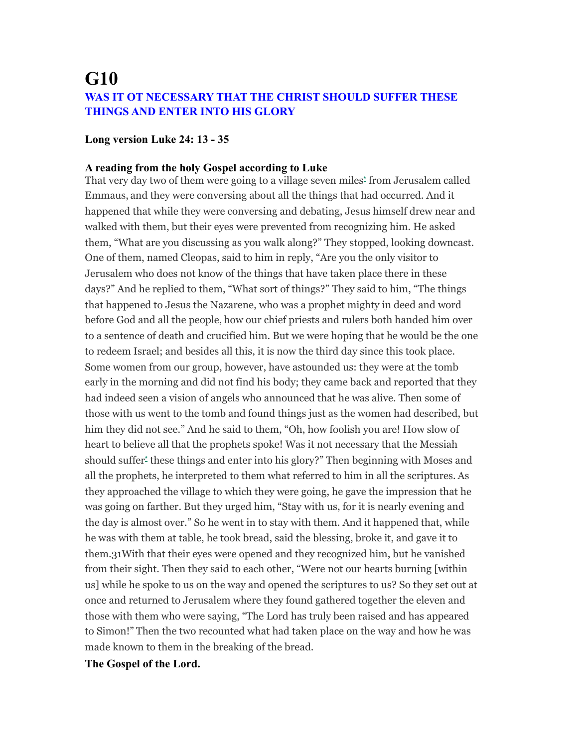# G10

## WAS IT OT NECESSARY THAT THE CHRIST SHOULD SUFFER THESE THINGS AND ENTER INTO HIS GLORY

**Long version Luke 24: 13 - 35**

**A reading from the holy Gospel according to Luke**
That very day two of them were going to a village seven miles* from Jerusalem called Emmaus, and they were conversing about all the things that had occurred. And it happened that while they were conversing and debating, Jesus himself drew near and walked with them, but their eyes were prevented from recognizing him. He asked them, "What are you discussing as you walk along?" They stopped, looking downcast. One of them, named Cleopas, said to him in reply, "Are you the only visitor to Jerusalem who does not know of the things that have taken place there in these days?" And he replied to them, "What sort of things?" They said to him, "The things that happened to Jesus the Nazarene, who was a prophet mighty in deed and word before God and all the people, how our chief priests and rulers both handed him over to a sentence of death and crucified him. But we were hoping that he would be the one to redeem Israel; and besides all this, it is now the third day since this took place. Some women from our group, however, have astounded us: they were at the tomb early in the morning and did not find his body; they came back and reported that they had indeed seen a vision of angels who announced that he was alive. Then some of those with us went to the tomb and found things just as the women had described, but him they did not see." And he said to them, "Oh, how foolish you are! How slow of heart to believe all that the prophets spoke! Was it not necessary that the Messiah should suffer* these things and enter into his glory?" Then beginning with Moses and all the prophets, he interpreted to them what referred to him in all the scriptures. As they approached the village to which they were going, he gave the impression that he was going on farther. But they urged him, "Stay with us, for it is nearly evening and the day is almost over." So he went in to stay with them. And it happened that, while he was with them at table, he took bread, said the blessing, broke it, and gave it to them.31With that their eyes were opened and they recognized him, but he vanished from their sight. Then they said to each other, "Were not our hearts burning [within us] while he spoke to us on the way and opened the scriptures to us? So they set out at once and returned to Jerusalem where they found gathered together the eleven and those with them who were saying, "The Lord has truly been raised and has appeared to Simon!" Then the two recounted what had taken place on the way and how he was made known to them in the breaking of the bread.

**The Gospel of the Lord.**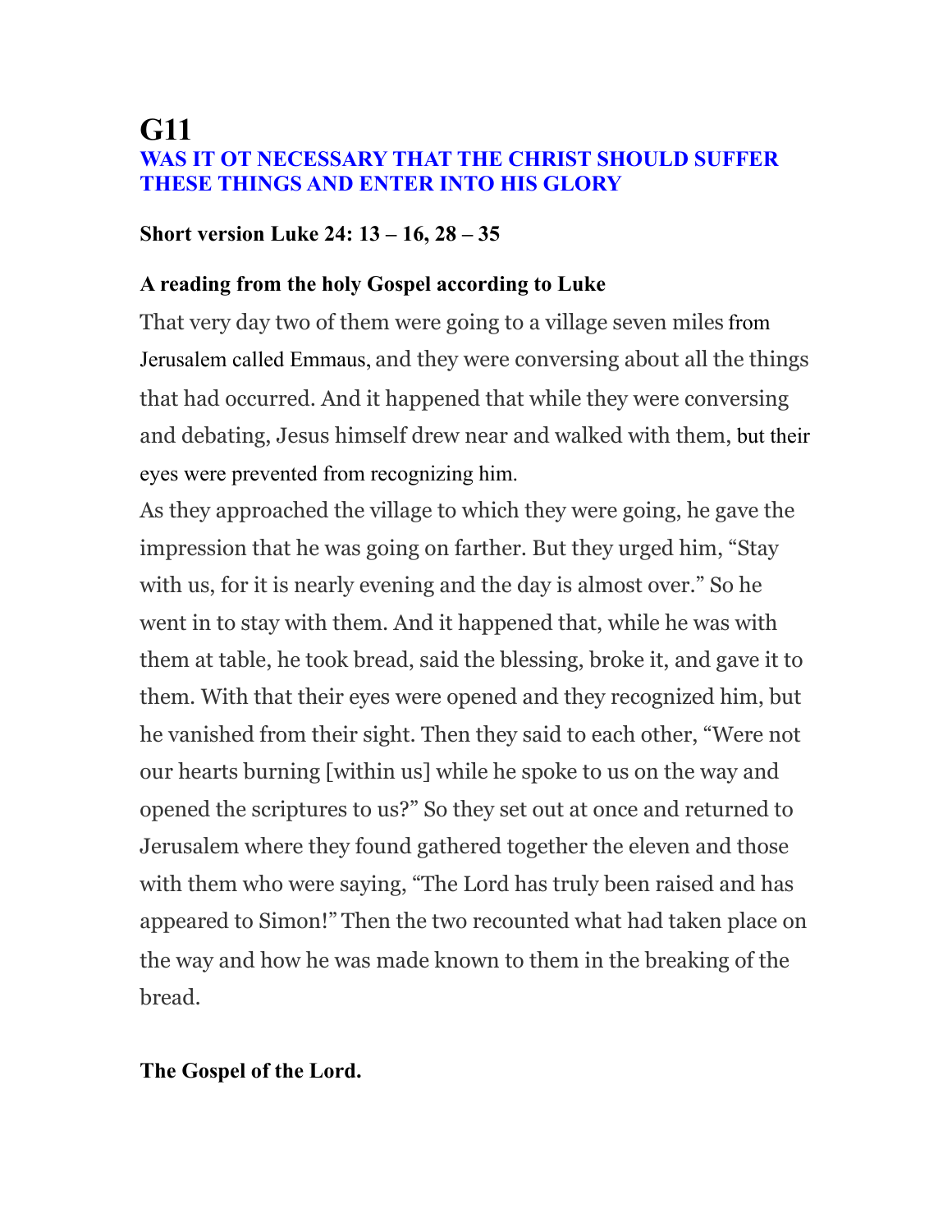# G11

## WAS IT OT NECESSARY THAT THE CHRIST SHOULD SUFFER THESE THINGS AND ENTER INTO HIS GLORY

**Short version Luke 24: 13 – 16, 28 – 35**

**A reading from the holy Gospel according to Luke**

That very day two of them were going to a village seven miles from Jerusalem called Emmaus, and they were conversing about all the things that had occurred. And it happened that while they were conversing and debating, Jesus himself drew near and walked with them, but their eyes were prevented from recognizing him.

As they approached the village to which they were going, he gave the impression that he was going on farther. But they urged him, "Stay with us, for it is nearly evening and the day is almost over." So he went in to stay with them. And it happened that, while he was with them at table, he took bread, said the blessing, broke it, and gave it to them. With that their eyes were opened and they recognized him, but he vanished from their sight. Then they said to each other, "Were not our hearts burning [within us] while he spoke to us on the way and opened the scriptures to us?" So they set out at once and returned to Jerusalem where they found gathered together the eleven and those with them who were saying, "The Lord has truly been raised and has appeared to Simon!" Then the two recounted what had taken place on the way and how he was made known to them in the breaking of the bread.

**The Gospel of the Lord.**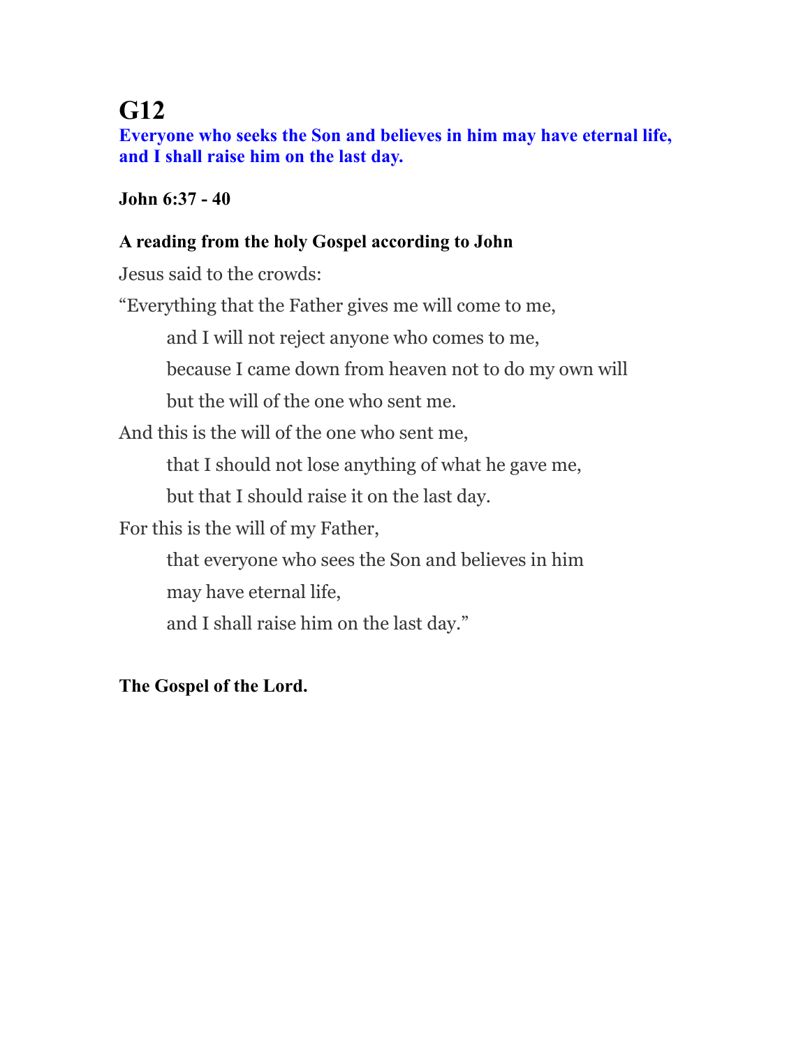# G12

**Everyone who seeks the Son and believes in him may have eternal life, and I shall raise him on the last day.**

**John 6:37 - 40**

**A reading from the holy Gospel according to John**

Jesus said to the crowds:

"Everything that the Father gives me will come to me,

and I will not reject anyone who comes to me,

because I came down from heaven not to do my own will

but the will of the one who sent me.

And this is the will of the one who sent me,

that I should not lose anything of what he gave me,

but that I should raise it on the last day.

For this is the will of my Father,

that everyone who sees the Son and believes in him

may have eternal life,

and I shall raise him on the last day."

**The Gospel of the Lord.**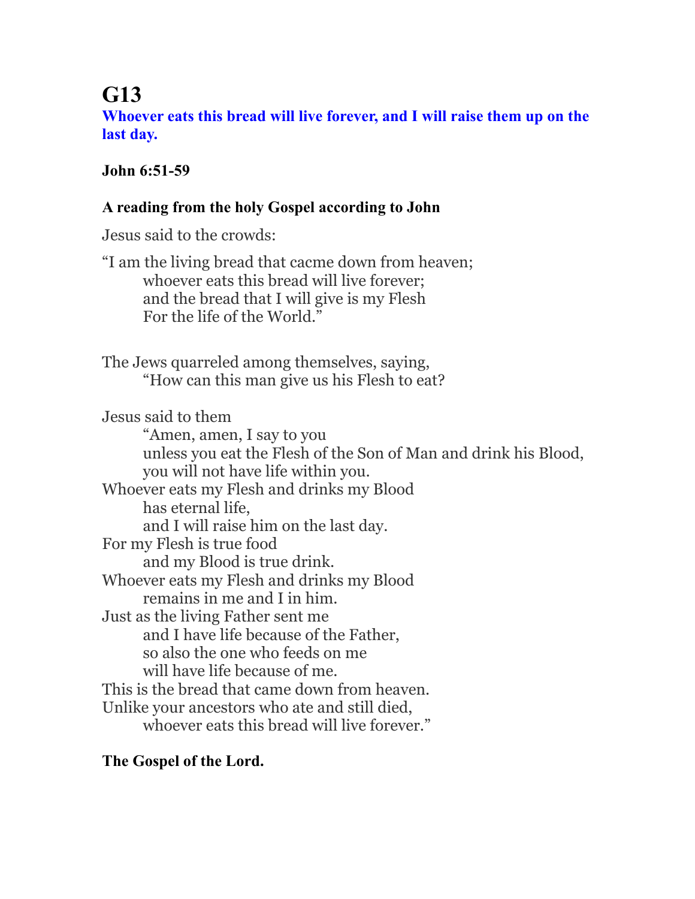# G13

**Whoever eats this bread will live forever, and I will raise them up on the last day.**

**John 6:51-59**

**A reading from the holy Gospel according to John**

Jesus said to the crowds:

"I am the living bread that cacme down from heaven;  
  whoever eats this bread will live forever;  
  and the bread that I will give is my Flesh  
  For the life of the World."

The Jews quarreled among themselves, saying,  
  "How can this man give us his Flesh to eat?

Jesus said to them  
  "Amen, amen, I say to you  
  unless you eat the Flesh of the Son of Man and drink his Blood,  
  you will not have life within you.  
Whoever eats my Flesh and drinks my Blood  
  has eternal life,  
  and I will raise him on the last day.  
For my Flesh is true food  
  and my Blood is true drink.  
Whoever eats my Flesh and drinks my Blood  
  remains in me and I in him.  
Just as the living Father sent me  
  and I have life because of the Father,  
  so also the one who feeds on me  
  will have life because of me.  
This is the bread that came down from heaven.  
Unlike your ancestors who ate and still died,  
  whoever eats this bread will live forever."

**The Gospel of the Lord.**